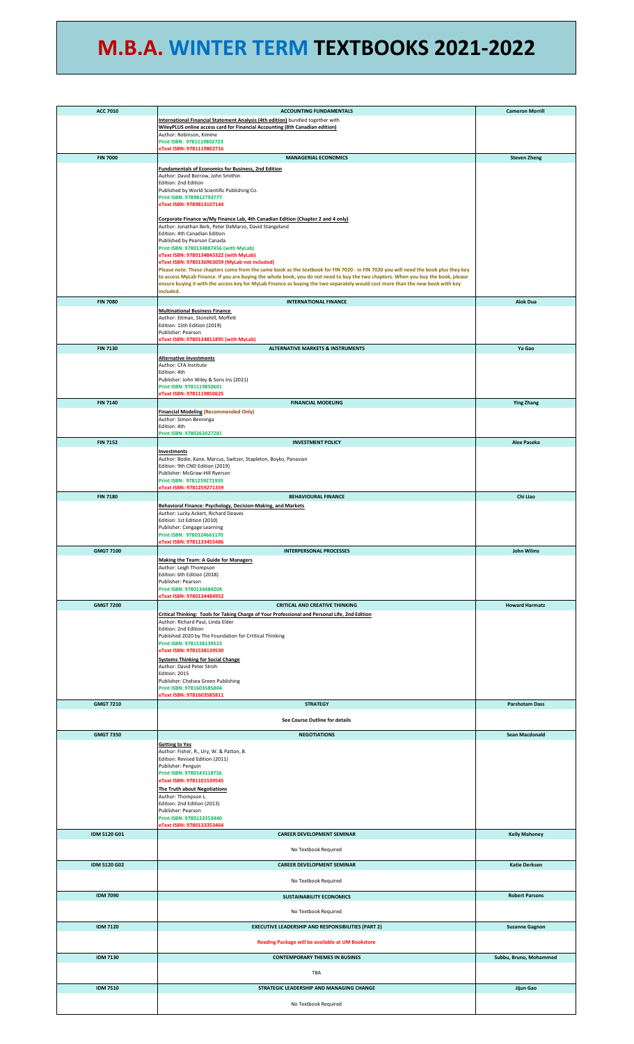# M.B.A. WINTER TERM TEXTBOOKS 2021-2022

| Course | Title / Textbook | Instructor |
| --- | --- | --- |
| ACC 7010 | **ACCOUNTING FUNDAMENTALS** | **Cameron Morrill** |
| | **International Financial Statement Analysis (4th edition)** bundled together with **WileyPLUS online access card for Financial Accounting (8th Canadian edition)**<br>Author: Robinson, Kimme<br>Print ISBN: 9781119802723<br>eText ISBN: 9781119802716 | |
| FIN 7000 | **MANAGERIAL ECONOMICS** | **Steven Zheng** |
| | **Fundamentals of Economics for Business, 2nd Edition**<br>Author: David Borrow, John Smithin<br>Edition: 2nd Edition<br>Published by World Scientific Publishing Co.<br>Print ISBN: 9789812793777<br>eText ISBN: 9789813107144<br><br>**Corporate Finance w/My Finance Lab, 4th Canadian Edition (Chapter 2 and 4 only)**<br>Author: Jonathan Berk, Peter DeMarzo, David Stangeland<br>Edition: 4th Canadian Edition<br>Published by Pearson Canada<br>Print ISBN: 9780134887456 (with MyLab)<br>eText ISBN: 9780134843322 (with MyLab)<br>eText ISBN: 9780136963059 (MyLab not included)<br>Please note: These chapters come from the same book as the textbook for FIN 7020 - in FIN 7020 you will need the book plus they key to access MyLab Finance. If you are buying the whole book, you do not need to buy the two chapters. When you buy the book, please ensure buying it with the access key for MyLab Finance as buying the two separately would cost more than the new book with key included. | |
| FIN 7080 | **INTERNATIONAL FINANCE** | **Alok Dua** |
| | **Multinational Business Finance**<br>Author: Eitman, Stonehill, Moffett<br>Edition: 15th Edition (2019)<br>Publisher: Pearson<br>eText ISBN: 9780134811895 (with MyLab) | |
| FIN 7130 | **ALTERNATIVE MARKETS & INSTRUMENTS** | **Ya Gao** |
| | **Alternative Investments**<br>Author: CFA Institute<br>Edition: 4th<br>Publisher: John Wiley & Sons Ins (2021)<br>Print ISBN: 9781119850601<br>eText ISBN: 9781119850625 | |
| FIN 7140 | **FINANCIAL MODELING** | **Ying Zhang** |
| | **Financial Modeling (Recommended Only)**<br>Author: Simon Benninga<br>Edition: 4th<br>Print ISBN: 9780262027281 | |
| FIN 7152 | **INVESTMENT POLICY** | **Alex Paseka** |
| | **Investments**<br>Author: Bodie, Kane, Marcus, Switzer, Stapleton, Boyko, Panasian<br>Edition: 9th CND Edition (2019)<br>Publisher: McGraw-Hill Ryerson<br>Print ISBN: 9781259271939<br>eText ISBN: 9781259271359 | |
| FIN 7180 | **BEHAVIOURAL FINANCE** | **Chi Liao** |
| | **Behavioral Finance: Psychology, Decision-Making, and Markets**<br>Author: Lucky Ackert, Richard Deaves<br>Edition: 1st Edition (2010)<br>Publisher: Cengage Learning<br>Print ISBN: 9780324661170<br>eText ISBN: 9781133455486 | |
| GMGT 7100 | **INTERPERSONAL PROCESSES** | **John Wilms** |
| | **Making the Team: A Guide for Managers**<br>Author: Leigh Thompson<br>Edition: 6th Edition (2018)<br>Publisher: Pearson<br>Print ISBN: 9780134484204<br>eText ISBN: 9780134484952 | |
| GMGT 7200 | **CRITICAL AND CREATIVE THINKING** | **Howard Harmatz** |
| | **Critical Thinking: Tools for Taking Charge of Your Professional and Personal Life, 2nd Edition**<br>Author: Richard Paul, Linda Elder<br>Edition: 2nd Edition<br>Published 2020 by The Foundation for Crtitical Thinking<br>Print ISBN: 9781538139523<br>eText ISBN: 9781538139530<br><br>**Systems Thinking for Social Change**<br>Author: David Peter Stroh<br>Edition: 2015<br>Publisher: Chelsea Green Publishing<br>Print ISBN: 9781603585804<br>eText ISBN: 9781603585811 | |
| GMGT 7210 | **STRATEGY** | **Parshotam Dass** |
| | **See Course Outline for details** | |
| GMGT 7350 | **NEGOTIATIONS** | **Sean Macdonald** |
| | **Getting to Yes**<br>Author: Fisher, R., Ury, W. & Patton, B.<br>Edition: Revised Edition (2011)<br>Publisher: Penguin<br>Print ISBN: 9780143118756<br>eText ISBN: 9781101539545<br><br>**The Truth about Negotiations**<br>Author: Thompson L.<br>Edition: 2nd Edition (2013)<br>Publisher: Pearson<br>Print ISBN: 9780133353440<br>eText ISBN: 9780133353464 | |
| IDM 5120 G01 | **CAREER DEVELOPMENT SEMINAR** | **Kelly Mahoney** |
| | No Textbook Required | |
| IDM 5120 G02 | **CAREER DEVELOPMENT SEMINAR** | **Katie Derksen** |
| | No Textbook Required | |
| IDM 7090 | **SUSTAINABILITY ECONOMICS** | **Robert Parsons** |
| | No Textbook Required | |
| IDM 7120 | **EXECUTIVE LEADERSHIP AND RESPONSIBILITIES (PART 2)** | **Suzanne Gagnon** |
| | **Reading Package will be available at UM Bookstore** | |
| IDM 7130 | **CONTEMPORARY THEMES IN BUSINES** | **Subbu, Bruno, Mohammed** |
| | TBA | |
| IDM 7510 | **STRATEGIC LEADERSHIP AND MANAGING CHANGE** | **Jijun Gao** |
| | No Textbook Required | |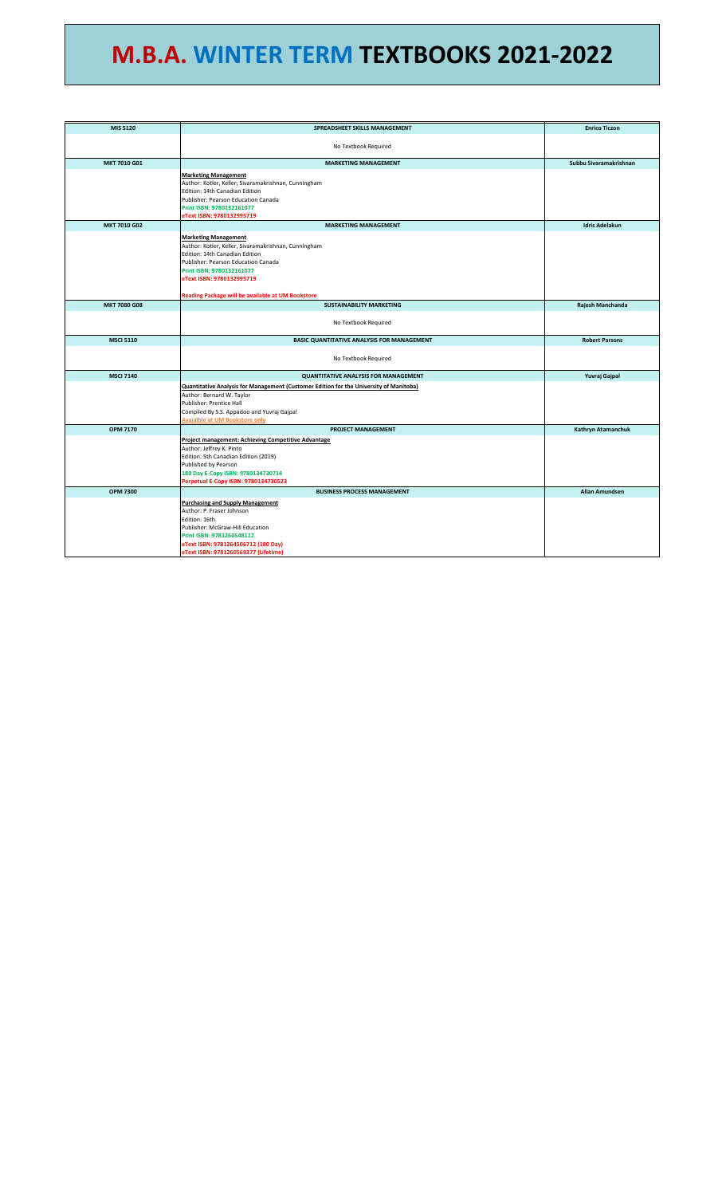# M.B.A. WINTER TERM TEXTBOOKS 2021-2022

| | | |
|---|---|---|
| **MIS 5120** | **SPREADSHEET SKILLS MANAGEMENT** | **Enrico Ticzon** |
| | No Textbook Required | |
| **MKT 7010 G01** | **MARKETING MANAGEMENT** | **Subbu Sivaramakrishnan** |
| | **Marketing Management**<br>Author: Kotler, Keller, Sivaramakrishnan, Cunningham<br>Edition: 14th Canadian Edition<br>Publisher: Pearson Education Canada<br>**Print ISBN: 9780132161077**<br>**eText ISBN: 9780132995719** | |
| **MKT 7010 G02** | **MARKETING MANAGEMENT** | **Idris Adelakun** |
| | **Marketing Management**<br>Author: Kotler, Keller, Sivaramakrishnan, Cunningham<br>Edition: 14th Canadian Edition<br>Publisher: Pearson Education Canada<br>**Print ISBN: 9780132161077**<br>**eText ISBN: 9780132995719**<br><br>**Reading Package will be available at UM Bookstore** | |
| **MKT 7080 G08** | **SUSTAINABILITY MARKETING** | **Rajesh Manchanda** |
| | No Textbook Required | |
| **MSCI 5110** | **BASIC QUANTITATIVE ANALYSIS FOR MANAGEMENT** | **Robert Parsons** |
| | No Textbook Required | |
| **MSCI 7140** | **QUANTITATIVE ANALYSIS FOR MANAGEMENT** | **Yuvraj Gajpal** |
| | **Quantitative Analysis for Management (Customer Edition for the University of Manitoba)**<br>Author: Bernard W. Taylor<br>Publisher: Prentice Hall<br>Compiled By S.S. Appadoo and Yuvraj Gajpal<br>**Avaialble at UM Bookstore only** | |
| **OPM 7170** | **PROJECT MANAGEMENT** | **Kathryn Atamanchuk** |
| | **Project management: Achieving Competitive Advantage**<br>Author: Jeffrey K. Pinto<br>Edition: 5th Canadian Edition (2019)<br>Published by Pearson<br>**180 Day E-Copy ISBN: 9780134730714**<br>**Perpetual E-Copy ISBN: 9780134730523** | |
| **OPM 7300** | **BUSINESS PROCESS MANAGEMENT** | **Allan Amundsen** |
| | **Purchasing and Supply Management**<br>Author: P. Fraser Johnson<br>Edition: 16th<br>Publisher: McGraw-Hill Education<br>**Print ISBN: 9781260548112**<br>**eText ISBN: 9781264506712 (180 Day)**<br>**eText ISBN: 9781260569377 (Lifetime)** | |